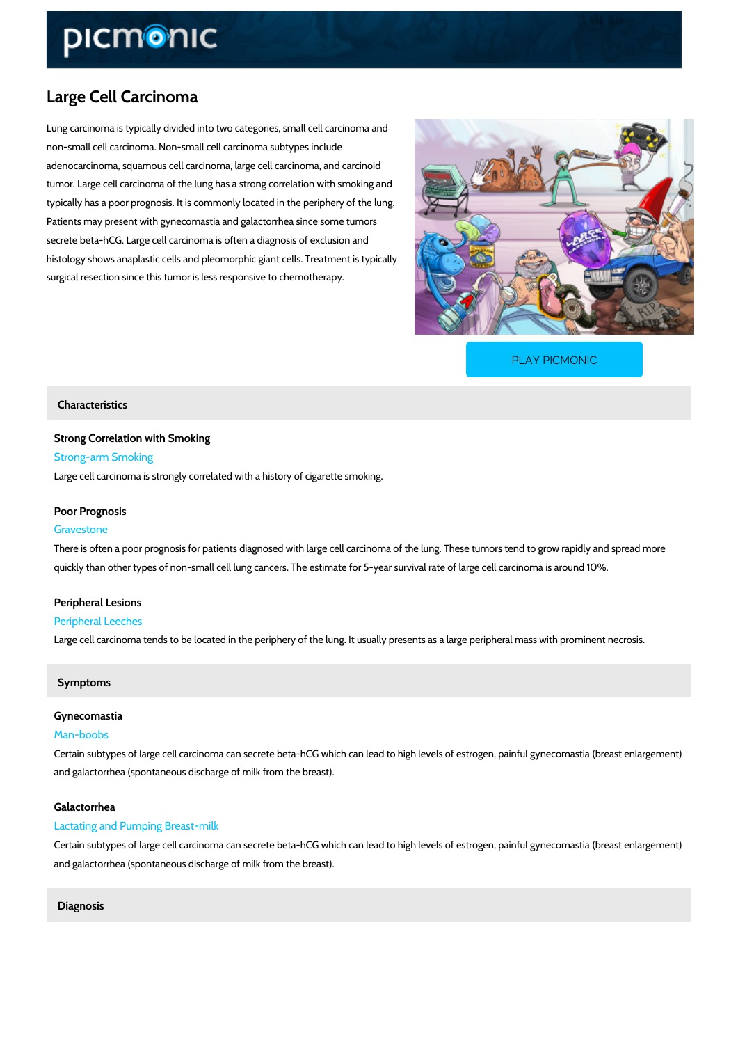# Large Cell Carcinoma

Lung carcinoma is typically divided into two categories, small cell carcinoma and non-small cell carcinoma. Non-small cell carcinoma subtypes include adenocarcinoma, squamous cell carcinoma, large cell carcinoma, and carcinoid tumor. Large cell carcinoma of the lung has a strong correlation with smoking and typically has a poor prognosis. It is commonly located in the periphery of the lung. Patients may present with gynecomastia and galactorrhea since some tumors secrete beta-hCG. Large cell carcinoma is often a diagnosis of exclusion and histology shows anaplastic cells and pleomorphic giant cells. Treatment is typically surgical resection since this tumor is less responsive to chemotherapy.

PLAY PICMONIC

## Characteristics

### Strong Correlation with Smoking

Strong-arm Smoking

Large cell carcinoma is strongly correlated with a history of cigarette smoking.

### Poor Prognosis

Gravestone

There is often a poor prognosis for patients diagnosed with large cell carcinoma of the lung. These tumors tend to grow rapidly and spread more quickly than other types of non-small cell lung cancers. The estimate for 5-year survival rate of large cell carcinoma is around 10%.

### Peripheral Lesions

Peripheral Leeches

Large cell carcinoma tends to be located in the periphery of the lung. It usually presents as a large peripheral mass with prominent necrosis.

## Symptoms

### Gynecomastia

Man-boobs

Certain subtypes of large cell carcinoma can secrete beta-hCG which can lead to high levels of estrogen, painful gynecomastia (breast enlargement) and galactorrhea (spontaneous discharge of milk from the breast).

### Galactorrhea

Lactating and Pumping Breast-milk

Certain subtypes of large cell carcinoma can secrete beta-hCG which can lead to high levels of estrogen, painful gynecomastia (breast enlargement) and galactorrhea (spontaneous discharge of milk from the breast).

## Diagnosis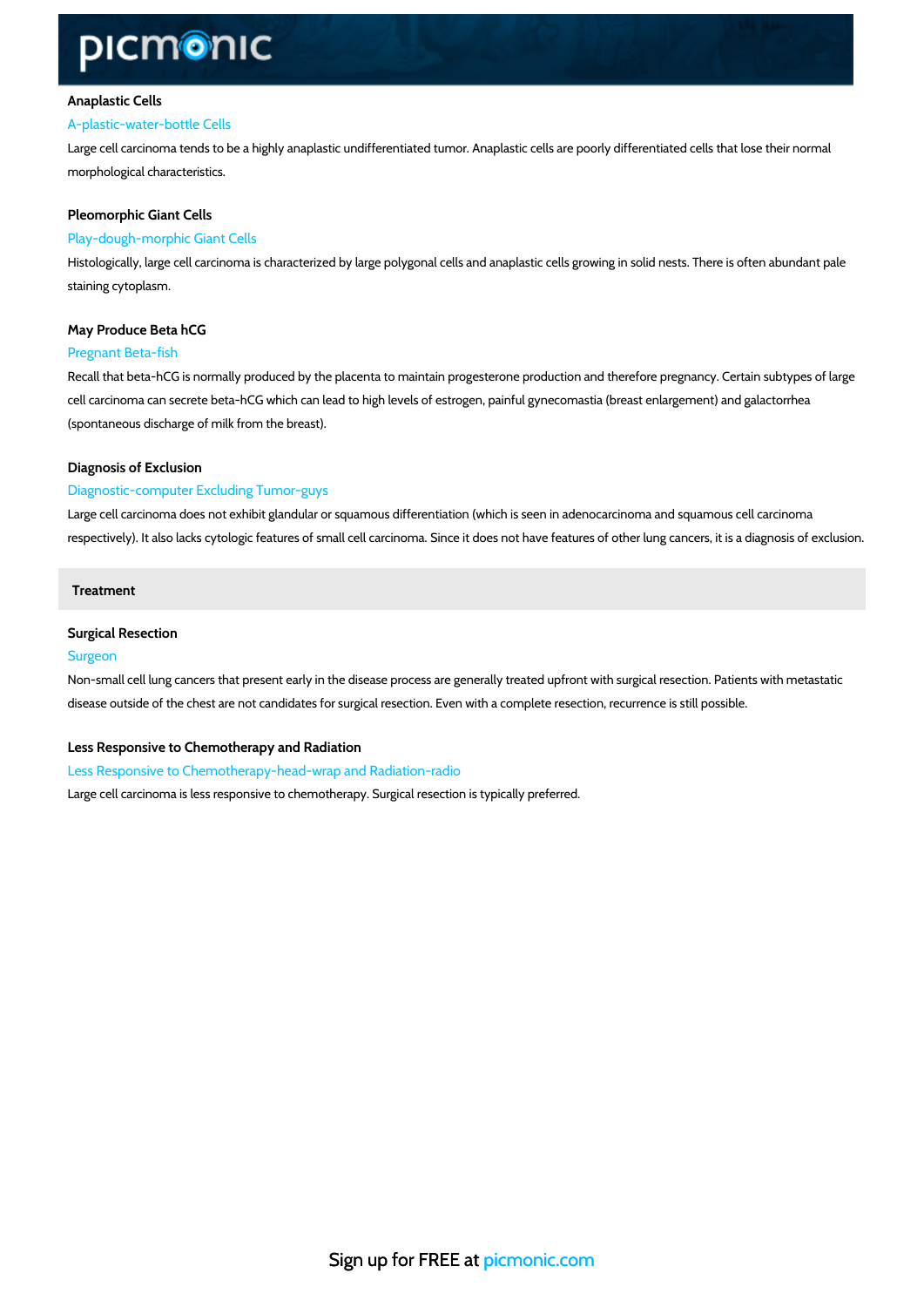### Anaplastic Cells

A-plastic-water-bottle Cells

Large cell carcinoma tends to be a highly anaplastic undifferentiated tumor. Anaplastic cells are poorly differentiated cells that lose their normal morphological characteristics.

### Pleomorphic Giant Cells

Play-dough-morphic Giant Cells

Histologically, large cell carcinoma is characterized by large polygonal cells and anaplastic cells growing in solid nests. There is often abundant pale staining cytoplasm.

### May Produce Beta hCG

Pregnant Beta-fish

Recall that beta-hCG is normally produced by the placenta to maintain progesterone production and therefore pregnancy. Certain subtypes of large cell carcinoma can secrete beta-hCG which can lead to high levels of estrogen, painful gynecomastia (breast enlargement) and galactorrhea (spontaneous discharge of milk from the breast).

### Diagnosis of Exclusion

Diagnostic-computer Excluding Tumor-guys

Large cell carcinoma does not exhibit glandular or squamous differentiation (which is seen in adenocarcinoma and squamous cell carcinoma respectively). It also lacks cytologic features of small cell carcinoma. Since it does not have features of other lung cancers, it is a diagnosis of exclusion.

## Treatment

### Surgical Resection

Surgeon

Non-small cell lung cancers that present early in the disease process are generally treated upfront with surgical resection. Patients with metastatic disease outside of the chest are not candidates for surgical resection. Even with a complete resection, recurrence is still possible.

### Less Responsive to Chemotherapy and Radiation

Less Responsive to Chemotherapy-head-wrap and Radiation-radio

Large cell carcinoma is less responsive to chemotherapy. Surgical resection is typically preferred.